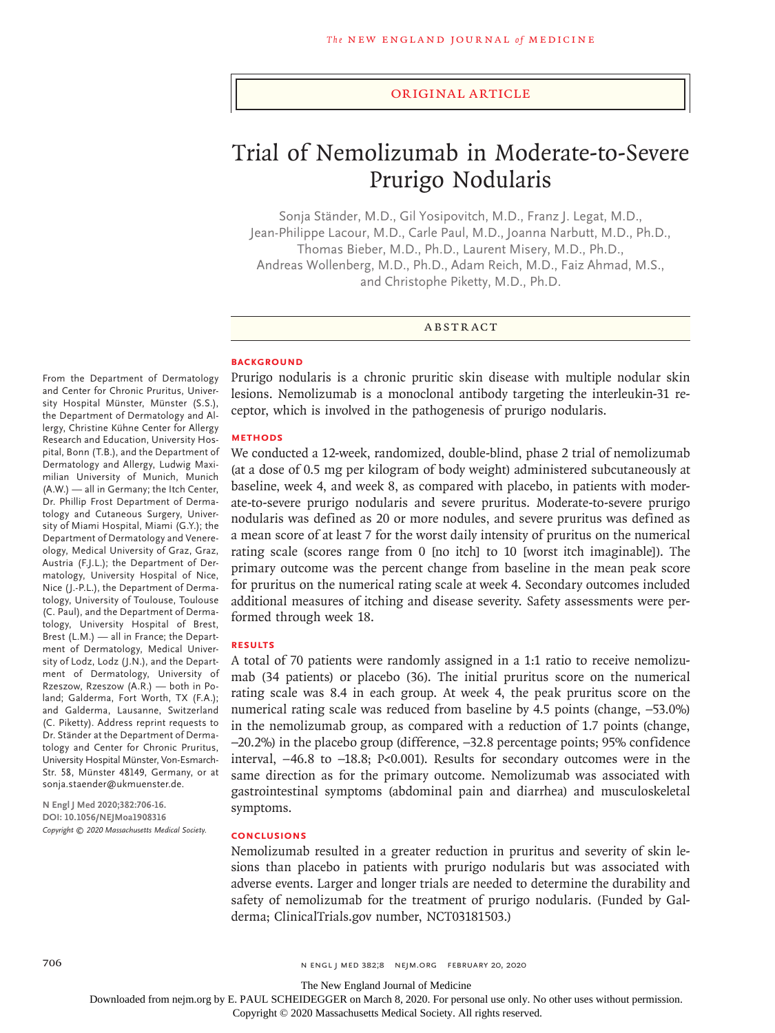Original Article

# Trial of Nemolizumab in Moderate-to-Severe Prurigo Nodularis

Sonja Ständer, M.D., Gil Yosipovitch, M.D., Franz J. Legat, M.D., Jean-Philippe Lacour, M.D., Carle Paul, M.D., Joanna Narbutt, M.D., Ph.D., Thomas Bieber, M.D., Ph.D., Laurent Misery, M.D., Ph.D., Andreas Wollenberg, M.D., Ph.D., Adam Reich, M.D., Faiz Ahmad, M.S., and Christophe Piketty, M.D., Ph.D.

## Abstract

### Background

Prurigo nodularis is a chronic pruritic skin disease with multiple nodular skin lesions. Nemolizumab is a monoclonal antibody targeting the interleukin-31 receptor, which is involved in the pathogenesis of prurigo nodularis.

### Methods

We conducted a 12-week, randomized, double-blind, phase 2 trial of nemolizumab (at a dose of 0.5 mg per kilogram of body weight) administered subcutaneously at baseline, week 4, and week 8, as compared with placebo, in patients with moderate-to-severe prurigo nodularis and severe pruritus. Moderate-to-severe prurigo nodularis was defined as 20 or more nodules, and severe pruritus was defined as a mean score of at least 7 for the worst daily intensity of pruritus on the numerical rating scale (scores range from 0 [no itch] to 10 [worst itch imaginable]). The primary outcome was the percent change from baseline in the mean peak score for pruritus on the numerical rating scale at week 4. Secondary outcomes included additional measures of itching and disease severity. Safety assessments were performed through week 18.

### Results

A total of 70 patients were randomly assigned in a 1:1 ratio to receive nemolizumab (34 patients) or placebo (36). The initial pruritus score on the numerical rating scale was 8.4 in each group. At week 4, the peak pruritus score on the numerical rating scale was reduced from baseline by 4.5 points (change, −53.0%) in the nemolizumab group, as compared with a reduction of 1.7 points (change, −20.2%) in the placebo group (difference, −32.8 percentage points; 95% confidence interval, −46.8 to −18.8; $P<0.001$). Results for secondary outcomes were in the same direction as for the primary outcome. Nemolizumab was associated with gastrointestinal symptoms (abdominal pain and diarrhea) and musculoskeletal symptoms.

### Conclusions

Nemolizumab resulted in a greater reduction in pruritus and severity of skin lesions than placebo in patients with prurigo nodularis but was associated with adverse events. Larger and longer trials are needed to determine the durability and safety of nemolizumab for the treatment of prurigo nodularis. (Funded by Galderma; ClinicalTrials.gov number, NCT03181503.)

From the Department of Dermatology and Center for Chronic Pruritus, University Hospital Münster, Münster (S.S.), the Department of Dermatology and Allergy, Christine Kühne Center for Allergy Research and Education, University Hospital, Bonn (T.B.), and the Department of Dermatology and Allergy, Ludwig Maximilian University of Munich, Munich (A.W.) — all in Germany; the Itch Center, Dr. Phillip Frost Department of Dermatology and Cutaneous Surgery, University of Miami Hospital, Miami (G.Y.); the Department of Dermatology and Venereology, Medical University of Graz, Graz, Austria (F.J.L.); the Department of Dermatology, University Hospital of Nice, Nice (J.-P.L.), the Department of Dermatology, University of Toulouse, Toulouse (C. Paul), and the Department of Dermatology, University Hospital of Brest, Brest (L.M.) — all in France; the Department of Dermatology, Medical University of Lodz, Lodz (J.N.), and the Department of Dermatology, University of Rzeszow, Rzeszow (A.R.) — both in Poland; Galderma, Fort Worth, TX (F.A.); and Galderma, Lausanne, Switzerland (C. Piketty). Address reprint requests to Dr. Ständer at the Department of Dermatology and Center for Chronic Pruritus, University Hospital Münster, Von-Esmarch-Str. 58, Münster 48149, Germany, or at sonja.staender@ukmuenster.de.

N Engl J Med 2020;382:706-16.
DOI: 10.1056/NEJMoa1908316
Copyright © 2020 Massachusetts Medical Society.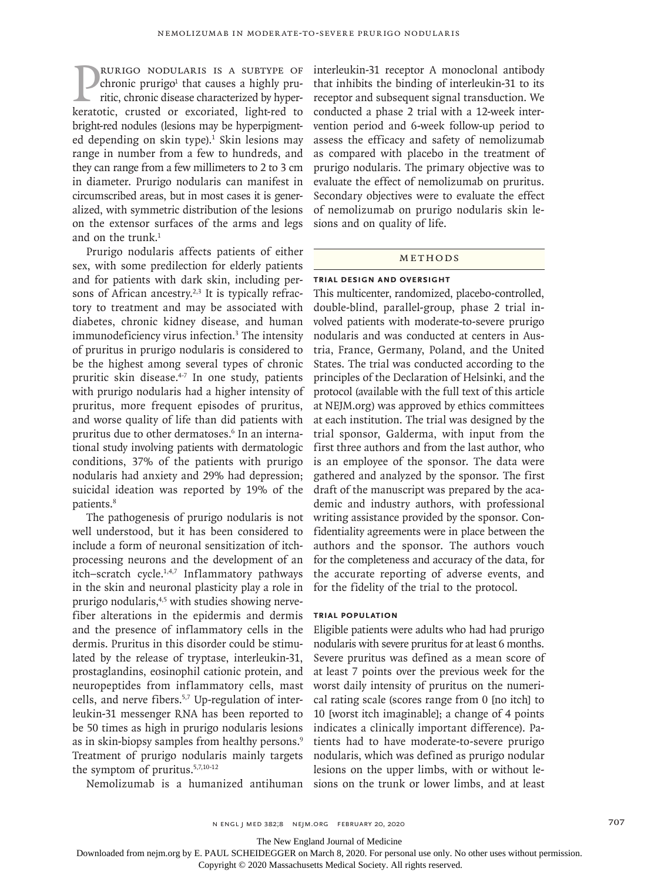Prurigo nodularis is a subtype of chronic prurigo[1] that causes a highly pruritic, chronic disease characterized by hyperkeratotic, crusted or excoriated, light-red to bright-red nodules (lesions may be hyperpigmented depending on skin type).[1] Skin lesions may range in number from a few to hundreds, and they can range from a few millimeters to 2 to 3 cm in diameter. Prurigo nodularis can manifest in circumscribed areas, but in most cases it is generalized, with symmetric distribution of the lesions on the extensor surfaces of the arms and legs and on the trunk.[1]

Prurigo nodularis affects patients of either sex, with some predilection for elderly patients and for patients with dark skin, including persons of African ancestry.[2,3] It is typically refractory to treatment and may be associated with diabetes, chronic kidney disease, and human immunodeficiency virus infection.[3] The intensity of pruritus in prurigo nodularis is considered to be the highest among several types of chronic pruritic skin disease.[4-7] In one study, patients with prurigo nodularis had a higher intensity of pruritus, more frequent episodes of pruritus, and worse quality of life than did patients with pruritus due to other dermatoses.[6] In an international study involving patients with dermatologic conditions, 37% of the patients with prurigo nodularis had anxiety and 29% had depression; suicidal ideation was reported by 19% of the patients.[8]

The pathogenesis of prurigo nodularis is not well understood, but it has been considered to include a form of neuronal sensitization of itch-processing neurons and the development of an itch–scratch cycle.[1,4,7] Inflammatory pathways in the skin and neuronal plasticity play a role in prurigo nodularis,[4,5] with studies showing nerve-fiber alterations in the epidermis and dermis and the presence of inflammatory cells in the dermis. Pruritus in this disorder could be stimulated by the release of tryptase, interleukin-31, prostaglandins, eosinophil cationic protein, and neuropeptides from inflammatory cells, mast cells, and nerve fibers.[5,7] Up-regulation of interleukin-31 messenger RNA has been reported to be 50 times as high in prurigo nodularis lesions as in skin-biopsy samples from healthy persons.[9] Treatment of prurigo nodularis mainly targets the symptom of pruritus.[5,7,10-12]

Nemolizumab is a humanized antihuman interleukin-31 receptor A monoclonal antibody that inhibits the binding of interleukin-31 to its receptor and subsequent signal transduction. We conducted a phase 2 trial with a 12-week intervention period and 6-week follow-up period to assess the efficacy and safety of nemolizumab as compared with placebo in the treatment of prurigo nodularis. The primary objective was to evaluate the effect of nemolizumab on pruritus. Secondary objectives were to evaluate the effect of nemolizumab on prurigo nodularis skin lesions and on quality of life.

## Methods

### Trial Design and Oversight

This multicenter, randomized, placebo-controlled, double-blind, parallel-group, phase 2 trial involved patients with moderate-to-severe prurigo nodularis and was conducted at centers in Austria, France, Germany, Poland, and the United States. The trial was conducted according to the principles of the Declaration of Helsinki, and the protocol (available with the full text of this article at NEJM.org) was approved by ethics committees at each institution. The trial was designed by the trial sponsor, Galderma, with input from the first three authors and from the last author, who is an employee of the sponsor. The data were gathered and analyzed by the sponsor. The first draft of the manuscript was prepared by the academic and industry authors, with professional writing assistance provided by the sponsor. Confidentiality agreements were in place between the authors and the sponsor. The authors vouch for the completeness and accuracy of the data, for the accurate reporting of adverse events, and for the fidelity of the trial to the protocol.

### Trial Population

Eligible patients were adults who had had prurigo nodularis with severe pruritus for at least 6 months. Severe pruritus was defined as a mean score of at least 7 points over the previous week for the worst daily intensity of pruritus on the numerical rating scale (scores range from 0 [no itch] to 10 [worst itch imaginable]; a change of 4 points indicates a clinically important difference). Patients had to have moderate-to-severe prurigo nodularis, which was defined as prurigo nodular lesions on the upper limbs, with or without lesions on the trunk or lower limbs, and at least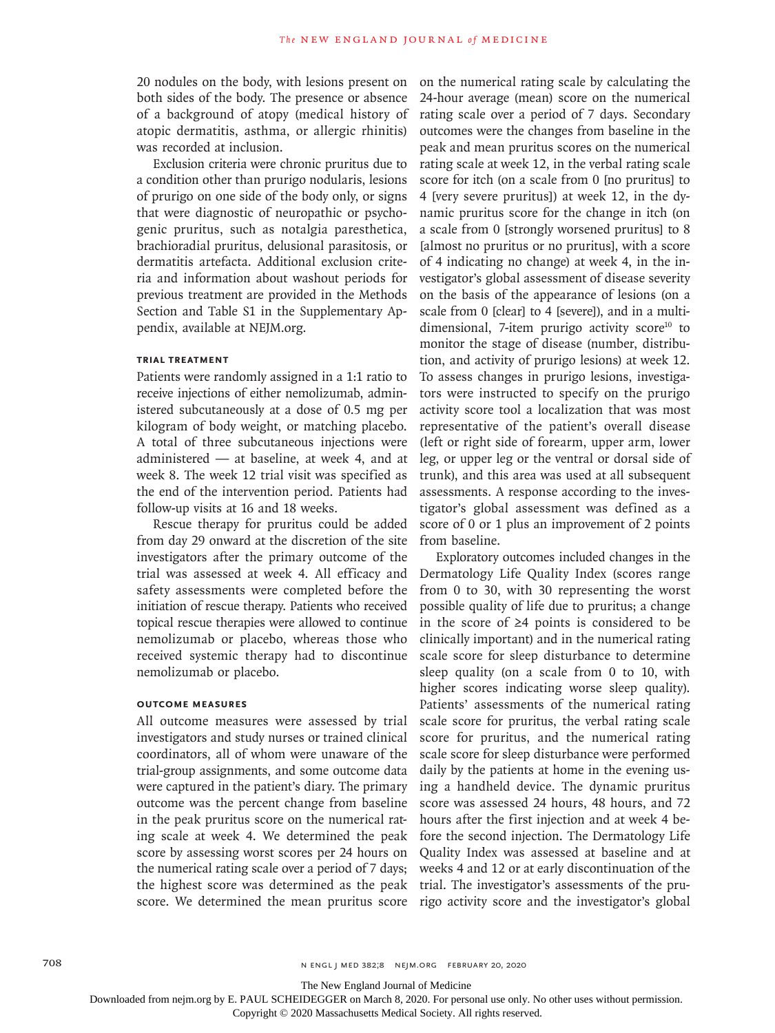20 nodules on the body, with lesions present on both sides of the body. The presence or absence of a background of atopy (medical history of atopic dermatitis, asthma, or allergic rhinitis) was recorded at inclusion.

Exclusion criteria were chronic pruritus due to a condition other than prurigo nodularis, lesions of prurigo on one side of the body only, or signs that were diagnostic of neuropathic or psychogenic pruritus, such as notalgia paresthetica, brachioradial pruritus, delusional parasitosis, or dermatitis artefacta. Additional exclusion criteria and information about washout periods for previous treatment are provided in the Methods Section and Table S1 in the Supplementary Appendix, available at NEJM.org.

### Trial Treatment

Patients were randomly assigned in a 1:1 ratio to receive injections of either nemolizumab, administered subcutaneously at a dose of 0.5 mg per kilogram of body weight, or matching placebo. A total of three subcutaneous injections were administered — at baseline, at week 4, and at week 8. The week 12 trial visit was specified as the end of the intervention period. Patients had follow-up visits at 16 and 18 weeks.

Rescue therapy for pruritus could be added from day 29 onward at the discretion of the site investigators after the primary outcome of the trial was assessed at week 4. All efficacy and safety assessments were completed before the initiation of rescue therapy. Patients who received topical rescue therapies were allowed to continue nemolizumab or placebo, whereas those who received systemic therapy had to discontinue nemolizumab or placebo.

### Outcome Measures

All outcome measures were assessed by trial investigators and study nurses or trained clinical coordinators, all of whom were unaware of the trial-group assignments, and some outcome data were captured in the patient's diary. The primary outcome was the percent change from baseline in the peak pruritus score on the numerical rating scale at week 4. We determined the peak score by assessing worst scores per 24 hours on the numerical rating scale over a period of 7 days; the highest score was determined as the peak score. We determined the mean pruritus score on the numerical rating scale by calculating the 24-hour average (mean) score on the numerical rating scale over a period of 7 days. Secondary outcomes were the changes from baseline in the peak and mean pruritus scores on the numerical rating scale at week 12, in the verbal rating scale score for itch (on a scale from 0 [no pruritus] to 4 [very severe pruritus]) at week 12, in the dynamic pruritus score for the change in itch (on a scale from 0 [strongly worsened pruritus] to 8 [almost no pruritus or no pruritus], with a score of 4 indicating no change) at week 4, in the investigator's global assessment of disease severity on the basis of the appearance of lesions (on a scale from 0 [clear] to 4 [severe]), and in a multidimensional, 7-item prurigo activity score[10] to monitor the stage of disease (number, distribution, and activity of prurigo lesions) at week 12. To assess changes in prurigo lesions, investigators were instructed to specify on the prurigo activity score tool a localization that was most representative of the patient's overall disease (left or right side of forearm, upper arm, lower leg, or upper leg or the ventral or dorsal side of trunk), and this area was used at all subsequent assessments. A response according to the investigator's global assessment was defined as a score of 0 or 1 plus an improvement of 2 points from baseline.

Exploratory outcomes included changes in the Dermatology Life Quality Index (scores range from 0 to 30, with 30 representing the worst possible quality of life due to pruritus; a change in the score of ≥4 points is considered to be clinically important) and in the numerical rating scale score for sleep disturbance to determine sleep quality (on a scale from 0 to 10, with higher scores indicating worse sleep quality). Patients' assessments of the numerical rating scale score for pruritus, the verbal rating scale score for pruritus, and the numerical rating scale score for sleep disturbance were performed daily by the patients at home in the evening using a handheld device. The dynamic pruritus score was assessed 24 hours, 48 hours, and 72 hours after the first injection and at week 4 before the second injection. The Dermatology Life Quality Index was assessed at baseline and at weeks 4 and 12 or at early discontinuation of the trial. The investigator's assessments of the prurigo activity score and the investigator's global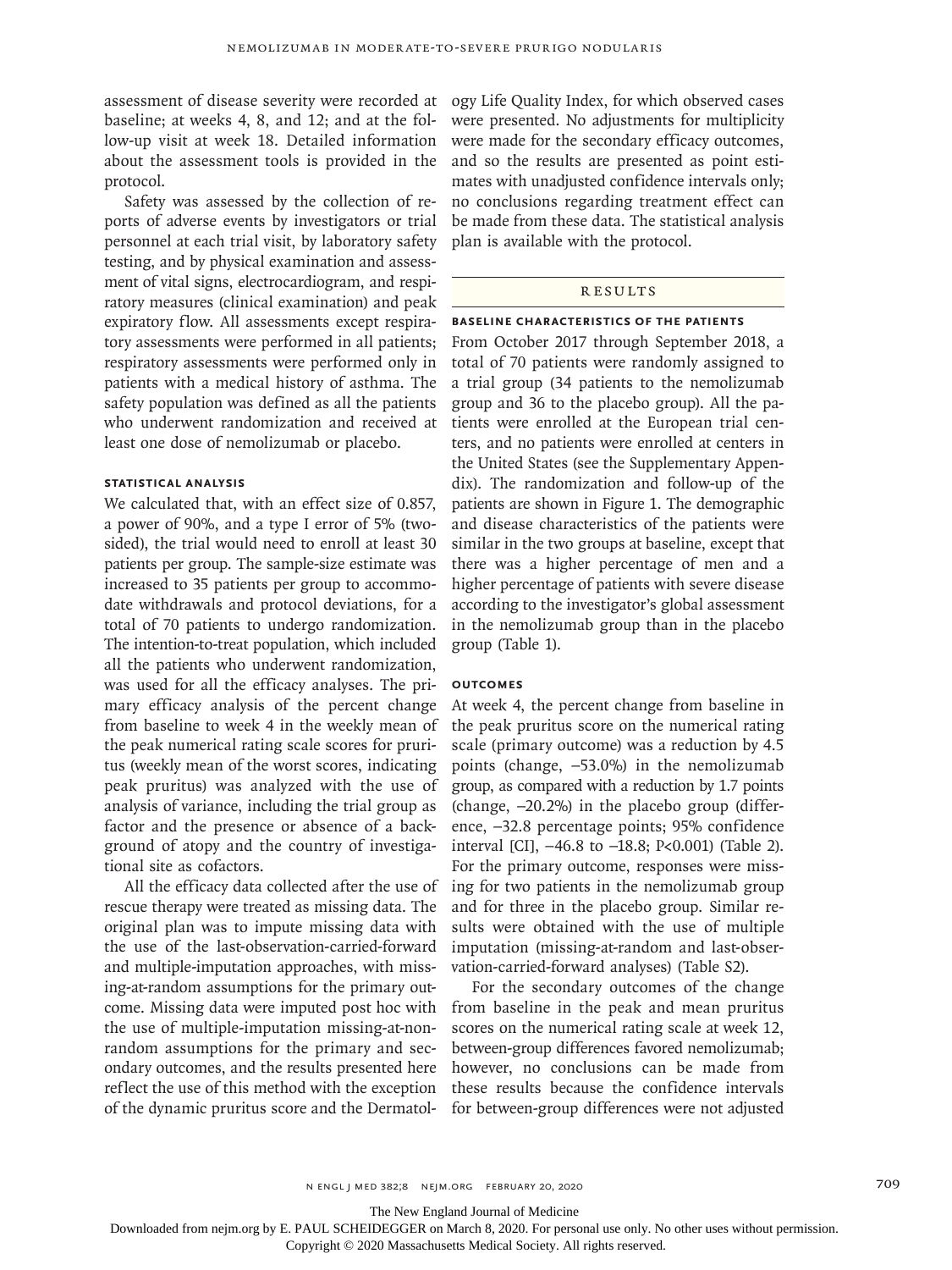assessment of disease severity were recorded at baseline; at weeks 4, 8, and 12; and at the follow-up visit at week 18. Detailed information about the assessment tools is provided in the protocol.

Safety was assessed by the collection of reports of adverse events by investigators or trial personnel at each trial visit, by laboratory safety testing, and by physical examination and assessment of vital signs, electrocardiogram, and respiratory measures (clinical examination) and peak expiratory flow. All assessments except respiratory assessments were performed in all patients; respiratory assessments were performed only in patients with a medical history of asthma. The safety population was defined as all the patients who underwent randomization and received at least one dose of nemolizumab or placebo.

### Statistical Analysis

We calculated that, with an effect size of 0.857, a power of 90%, and a type I error of 5% (two-sided), the trial would need to enroll at least 30 patients per group. The sample-size estimate was increased to 35 patients per group to accommodate withdrawals and protocol deviations, for a total of 70 patients to undergo randomization. The intention-to-treat population, which included all the patients who underwent randomization, was used for all the efficacy analyses. The primary efficacy analysis of the percent change from baseline to week 4 in the weekly mean of the peak numerical rating scale scores for pruritus (weekly mean of the worst scores, indicating peak pruritus) was analyzed with the use of analysis of variance, including the trial group as factor and the presence or absence of a background of atopy and the country of investigational site as cofactors.

All the efficacy data collected after the use of rescue therapy were treated as missing data. The original plan was to impute missing data with the use of the last-observation-carried-forward and multiple-imputation approaches, with missing-at-random assumptions for the primary outcome. Missing data were imputed post hoc with the use of multiple-imputation missing-at-nonrandom assumptions for the primary and secondary outcomes, and the results presented here reflect the use of this method with the exception of the dynamic pruritus score and the Dermatology Life Quality Index, for which observed cases were presented. No adjustments for multiplicity were made for the secondary efficacy outcomes, and so the results are presented as point estimates with unadjusted confidence intervals only; no conclusions regarding treatment effect can be made from these data. The statistical analysis plan is available with the protocol.

## Results

### Baseline Characteristics of the Patients

From October 2017 through September 2018, a total of 70 patients were randomly assigned to a trial group (34 patients to the nemolizumab group and 36 to the placebo group). All the patients were enrolled at the European trial centers, and no patients were enrolled at centers in the United States (see the Supplementary Appendix). The randomization and follow-up of the patients are shown in Figure 1. The demographic and disease characteristics of the patients were similar in the two groups at baseline, except that there was a higher percentage of men and a higher percentage of patients with severe disease according to the investigator's global assessment in the nemolizumab group than in the placebo group (Table 1).

### Outcomes

At week 4, the percent change from baseline in the peak pruritus score on the numerical rating scale (primary outcome) was a reduction by 4.5 points (change, −53.0%) in the nemolizumab group, as compared with a reduction by 1.7 points (change, −20.2%) in the placebo group (difference, −32.8 percentage points; 95% confidence interval [CI], −46.8 to −18.8; $P<0.001$) (Table 2). For the primary outcome, responses were missing for two patients in the nemolizumab group and for three in the placebo group. Similar results were obtained with the use of multiple imputation (missing-at-random and last-observation-carried-forward analyses) (Table S2).

For the secondary outcomes of the change from baseline in the peak and mean pruritus scores on the numerical rating scale at week 12, between-group differences favored nemolizumab; however, no conclusions can be made from these results because the confidence intervals for between-group differences were not adjusted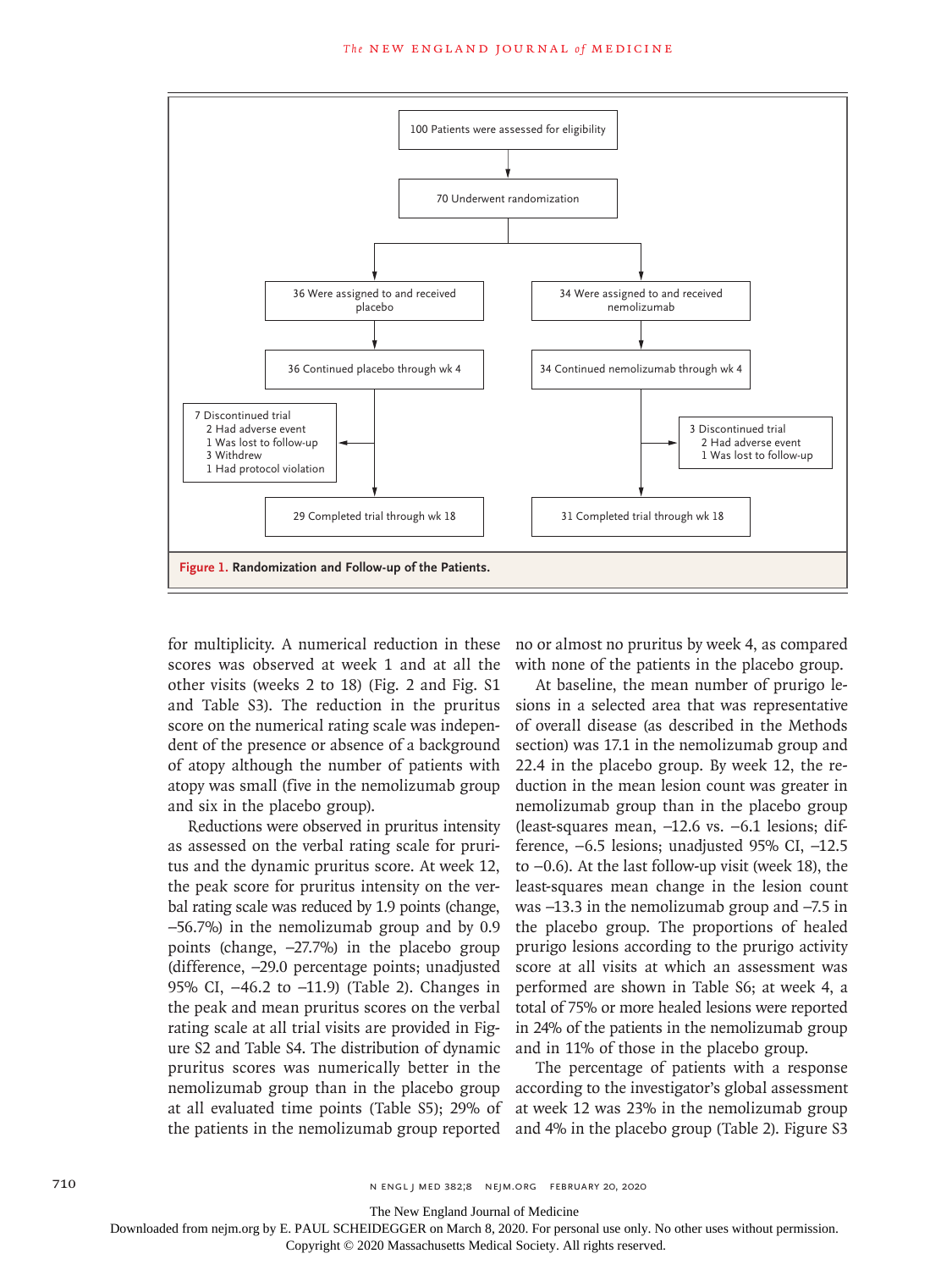100 Patients were assessed for eligibility

70 Underwent randomization

36 Were assigned to and received placebo

34 Were assigned to and received nemolizumab

36 Continued placebo through wk 4

34 Continued nemolizumab through wk 4

7 Discontinued trial
- 2 Had adverse event
- 1 Was lost to follow-up
- 3 Withdrew
- 1 Had protocol violation

3 Discontinued trial
- 2 Had adverse event
- 1 Was lost to follow-up

29 Completed trial through wk 18

31 Completed trial through wk 18

**Figure 1. Randomization and Follow-up of the Patients.**

for multiplicity. A numerical reduction in these scores was observed at week 1 and at all the other visits (weeks 2 to 18) (Fig. 2 and Fig. S1 and Table S3). The reduction in the pruritus score on the numerical rating scale was independent of the presence or absence of a background of atopy although the number of patients with atopy was small (five in the nemolizumab group and six in the placebo group).

Reductions were observed in pruritus intensity as assessed on the verbal rating scale for pruritus and the dynamic pruritus score. At week 12, the peak score for pruritus intensity on the verbal rating scale was reduced by 1.9 points (change, −56.7%) in the nemolizumab group and by 0.9 points (change, −27.7%) in the placebo group (difference, −29.0 percentage points; unadjusted 95% CI, −46.2 to −11.9) (Table 2). Changes in the peak and mean pruritus scores on the verbal rating scale at all trial visits are provided in Figure S2 and Table S4. The distribution of dynamic pruritus scores was numerically better in the nemolizumab group than in the placebo group at all evaluated time points (Table S5); 29% of the patients in the nemolizumab group reported no or almost no pruritus by week 4, as compared with none of the patients in the placebo group.

At baseline, the mean number of prurigo lesions in a selected area that was representative of overall disease (as described in the Methods section) was 17.1 in the nemolizumab group and 22.4 in the placebo group. By week 12, the reduction in the mean lesion count was greater in nemolizumab group than in the placebo group (least-squares mean, −12.6 vs. −6.1 lesions; difference, −6.5 lesions; unadjusted 95% CI, −12.5 to −0.6). At the last follow-up visit (week 18), the least-squares mean change in the lesion count was −13.3 in the nemolizumab group and −7.5 in the placebo group. The proportions of healed prurigo lesions according to the prurigo activity score at all visits at which an assessment was performed are shown in Table S6; at week 4, a total of 75% or more healed lesions were reported in 24% of the patients in the nemolizumab group and in 11% of those in the placebo group.

The percentage of patients with a response according to the investigator's global assessment at week 12 was 23% in the nemolizumab group and 4% in the placebo group (Table 2). Figure S3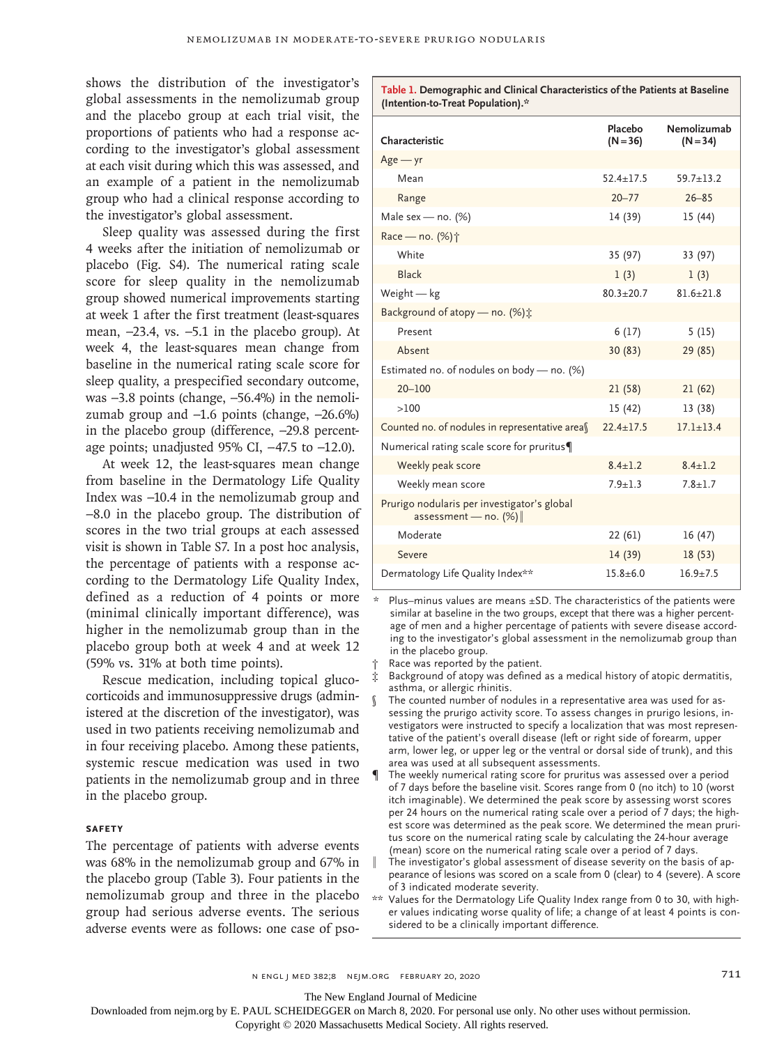shows the distribution of the investigator's global assessments in the nemolizumab group and the placebo group at each trial visit, the proportions of patients who had a response according to the investigator's global assessment at each visit during which this was assessed, and an example of a patient in the nemolizumab group who had a clinical response according to the investigator's global assessment.

Sleep quality was assessed during the first 4 weeks after the initiation of nemolizumab or placebo (Fig. S4). The numerical rating scale score for sleep quality in the nemolizumab group showed numerical improvements starting at week 1 after the first treatment (least-squares mean, −23.4, vs. −5.1 in the placebo group). At week 4, the least-squares mean change from baseline in the numerical rating scale score for sleep quality, a prespecified secondary outcome, was −3.8 points (change, −56.4%) in the nemolizumab group and −1.6 points (change, −26.6%) in the placebo group (difference, −29.8 percentage points; unadjusted 95% CI, −47.5 to −12.0).

At week 12, the least-squares mean change from baseline in the Dermatology Life Quality Index was −10.4 in the nemolizumab group and −8.0 in the placebo group. The distribution of scores in the two trial groups at each assessed visit is shown in Table S7. In a post hoc analysis, the percentage of patients with a response according to the Dermatology Life Quality Index, defined as a reduction of 4 points or more (minimal clinically important difference), was higher in the nemolizumab group than in the placebo group both at week 4 and at week 12 (59% vs. 31% at both time points).

Rescue medication, including topical glucocorticoids and immunosuppressive drugs (administered at the discretion of the investigator), was used in two patients receiving nemolizumab and in four receiving placebo. Among these patients, systemic rescue medication was used in two patients in the nemolizumab group and in three in the placebo group.

### SAFETY

The percentage of patients with adverse events was 68% in the nemolizumab group and 67% in the placebo group (Table 3). Four patients in the nemolizumab group and three in the placebo group had serious adverse events. The serious adverse events were as follows: one case of pso-

**Table 1. Demographic and Clinical Characteristics of the Patients at Baseline (Intention-to-Treat Population).***

| Characteristic | Placebo (N=36) | Nemolizumab (N=34) |
|---|---|---|
| Age — yr | | |
| Mean | 52.4±17.5 | 59.7±13.2 |
| Range | 20–77 | 26–85 |
| Male sex — no. (%) | 14 (39) | 15 (44) |
| Race — no. (%)† | | |
| White | 35 (97) | 33 (97) |
| Black | 1 (3) | 1 (3) |
| Weight — kg | 80.3±20.7 | 81.6±21.8 |
| Background of atopy — no. (%)‡ | | |
| Present | 6 (17) | 5 (15) |
| Absent | 30 (83) | 29 (85) |
| Estimated no. of nodules on body — no. (%) | | |
| 20–100 | 21 (58) | 21 (62) |
| >100 | 15 (42) | 13 (38) |
| Counted no. of nodules in representative area§ | 22.4±17.5 | 17.1±13.4 |
| Numerical rating scale score for pruritus¶ | | |
| Weekly peak score | 8.4±1.2 | 8.4±1.2 |
| Weekly mean score | 7.9±1.3 | 7.8±1.7 |
| Prurigo nodularis per investigator's global assessment — no. (%)‖ | | |
| Moderate | 22 (61) | 16 (47) |
| Severe | 14 (39) | 18 (53) |
| Dermatology Life Quality Index** | 15.8±6.0 | 16.9±7.5 |

\* Plus–minus values are means ±SD. The characteristics of the patients were similar at baseline in the two groups, except that there was a higher percentage of men and a higher percentage of patients with severe disease according to the investigator's global assessment in the nemolizumab group than in the placebo group.

† Race was reported by the patient.

‡ Background of atopy was defined as a medical history of atopic dermatitis, asthma, or allergic rhinitis.

§ The counted number of nodules in a representative area was used for assessing the prurigo activity score. To assess changes in prurigo lesions, investigators were instructed to specify a localization that was most representative of the patient's overall disease (left or right side of forearm, upper arm, lower leg, or upper leg or the ventral or dorsal side of trunk), and this area was used at all subsequent assessments.

¶ The weekly numerical rating score for pruritus was assessed over a period of 7 days before the baseline visit. Scores range from 0 (no itch) to 10 (worst itch imaginable). We determined the peak score by assessing worst scores per 24 hours on the numerical rating scale over a period of 7 days; the highest score was determined as the peak score. We determined the mean pruritus score on the numerical rating scale by calculating the 24-hour average (mean) score on the numerical rating scale over a period of 7 days.

‖ The investigator's global assessment of disease severity on the basis of appearance of lesions was scored on a scale from 0 (clear) to 4 (severe). A score of 3 indicated moderate severity.

\*\* Values for the Dermatology Life Quality Index range from 0 to 30, with higher values indicating worse quality of life; a change of at least 4 points is considered to be a clinically important difference.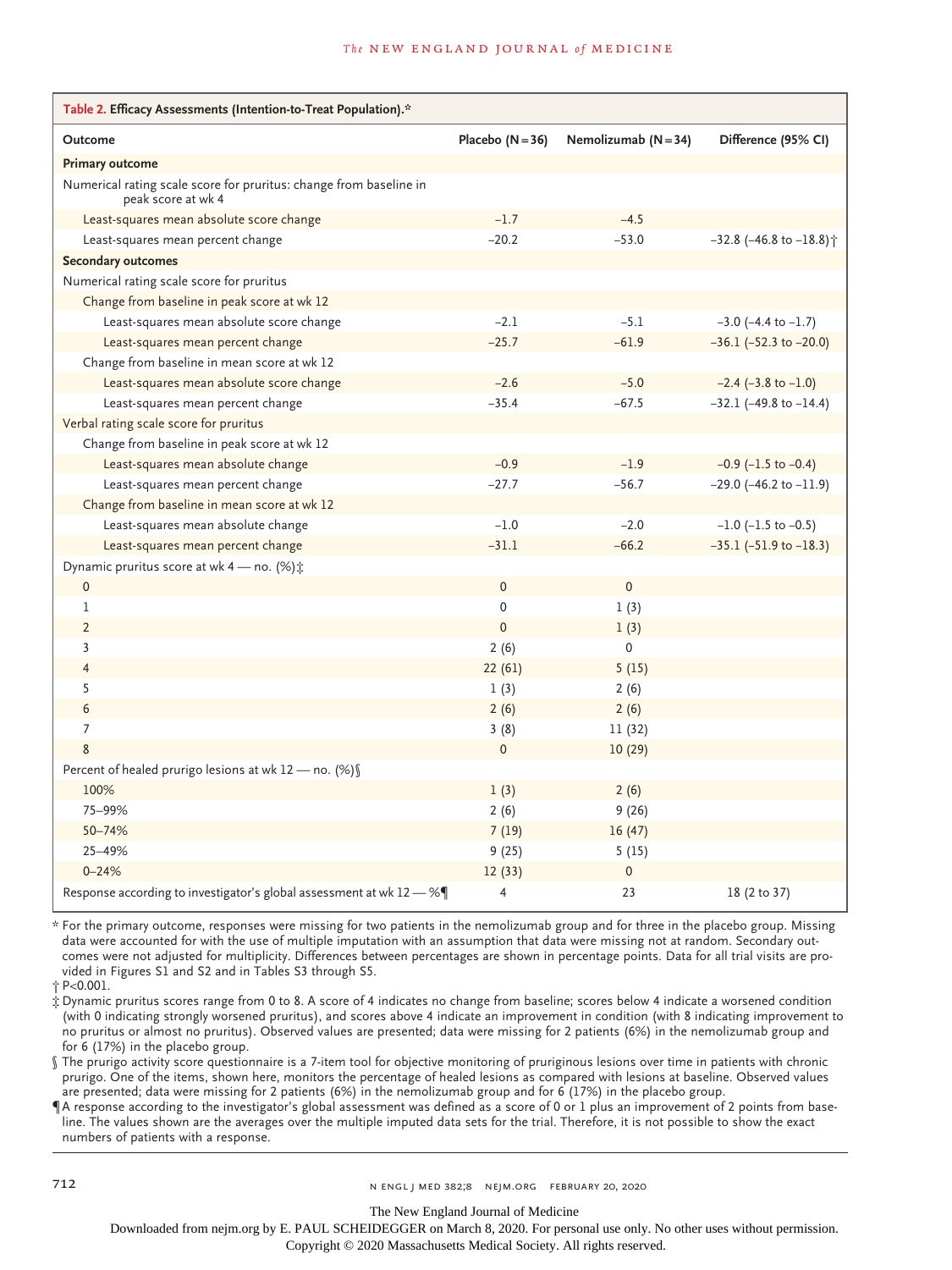**Table 2. Efficacy Assessments (Intention-to-Treat Population).***

| Outcome | Placebo (N=36) | Nemolizumab (N=34) | Difference (95% CI) |
|---|---|---|---|
| **Primary outcome** | | | |
| Numerical rating scale score for pruritus: change from baseline in peak score at wk 4 | | | |
| Least-squares mean absolute score change | −1.7 | −4.5 | |
| Least-squares mean percent change | −20.2 | −53.0 | −32.8 (−46.8 to −18.8)† |
| **Secondary outcomes** | | | |
| Numerical rating scale score for pruritus | | | |
| Change from baseline in peak score at wk 12 | | | |
| Least-squares mean absolute score change | −2.1 | −5.1 | −3.0 (−4.4 to −1.7) |
| Least-squares mean percent change | −25.7 | −61.9 | −36.1 (−52.3 to −20.0) |
| Change from baseline in mean score at wk 12 | | | |
| Least-squares mean absolute score change | −2.6 | −5.0 | −2.4 (−3.8 to −1.0) |
| Least-squares mean percent change | −35.4 | −67.5 | −32.1 (−49.8 to −14.4) |
| Verbal rating scale score for pruritus | | | |
| Change from baseline in peak score at wk 12 | | | |
| Least-squares mean absolute change | −0.9 | −1.9 | −0.9 (−1.5 to −0.4) |
| Least-squares mean percent change | −27.7 | −56.7 | −29.0 (−46.2 to −11.9) |
| Change from baseline in mean score at wk 12 | | | |
| Least-squares mean absolute change | −1.0 | −2.0 | −1.0 (−1.5 to −0.5) |
| Least-squares mean percent change | −31.1 | −66.2 | −35.1 (−51.9 to −18.3) |
| Dynamic pruritus score at wk 4 — no. (%)‡ | | | |
| 0 | 0 | 0 | |
| 1 | 0 | 1 (3) | |
| 2 | 0 | 1 (3) | |
| 3 | 2 (6) | 0 | |
| 4 | 22 (61) | 5 (15) | |
| 5 | 1 (3) | 2 (6) | |
| 6 | 2 (6) | 2 (6) | |
| 7 | 3 (8) | 11 (32) | |
| 8 | 0 | 10 (29) | |
| Percent of healed prurigo lesions at wk 12 — no. (%)§ | | | |
| 100% | 1 (3) | 2 (6) | |
| 75–99% | 2 (6) | 9 (26) | |
| 50–74% | 7 (19) | 16 (47) | |
| 25–49% | 9 (25) | 5 (15) | |
| 0–24% | 12 (33) | 0 | |
| Response according to investigator's global assessment at wk 12 — %¶ | 4 | 23 | 18 (2 to 37) |

\* For the primary outcome, responses were missing for two patients in the nemolizumab group and for three in the placebo group. Missing data were accounted for with the use of multiple imputation with an assumption that data were missing not at random. Secondary outcomes were not adjusted for multiplicity. Differences between percentages are shown in percentage points. Data for all trial visits are provided in Figures S1 and S2 and in Tables S3 through S5.

† P<0.001.

‡ Dynamic pruritus scores range from 0 to 8. A score of 4 indicates no change from baseline; scores below 4 indicate a worsened condition (with 0 indicating strongly worsened pruritus), and scores above 4 indicate an improvement in condition (with 8 indicating improvement to no pruritus or almost no pruritus). Observed values are presented; data were missing for 2 patients (6%) in the nemolizumab group and for 6 (17%) in the placebo group.

§ The prurigo activity score questionnaire is a 7-item tool for objective monitoring of pruriginous lesions over time in patients with chronic prurigo. One of the items, shown here, monitors the percentage of healed lesions as compared with lesions at baseline. Observed values are presented; data were missing for 2 patients (6%) in the nemolizumab group and for 6 (17%) in the placebo group.

¶ A response according to the investigator's global assessment was defined as a score of 0 or 1 plus an improvement of 2 points from baseline. The values shown are the averages over the multiple imputed data sets for the trial. Therefore, it is not possible to show the exact numbers of patients with a response.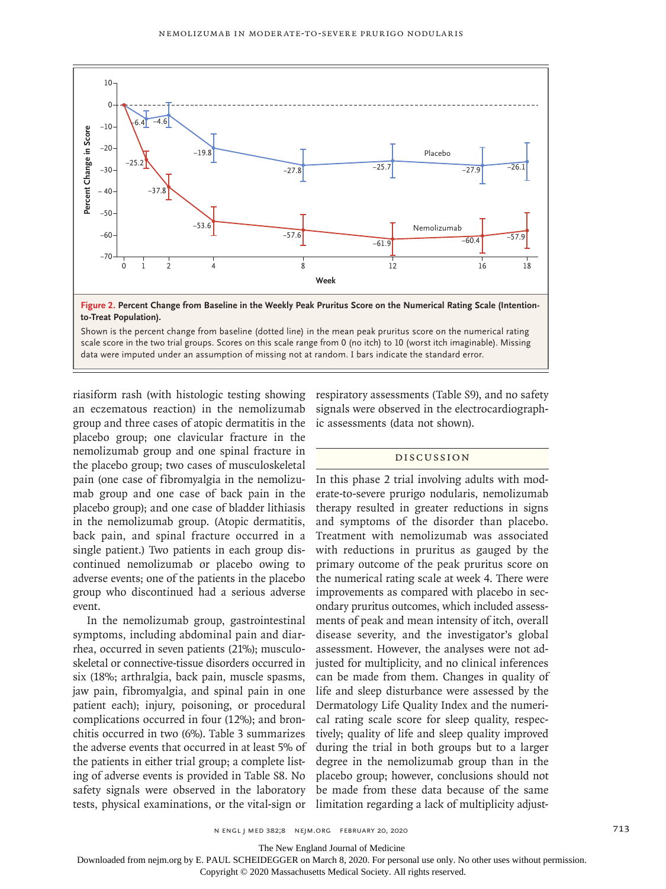**Figure 2. Percent Change from Baseline in the Weekly Peak Pruritus Score on the Numerical Rating Scale (Intention-to-Treat Population).**

Shown is the percent change from baseline (dotted line) in the mean peak pruritus score on the numerical rating scale score in the two trial groups. Scores on this scale range from 0 (no itch) to 10 (worst itch imaginable). Missing data were imputed under an assumption of missing not at random. I bars indicate the standard error.

riasiform rash (with histologic testing showing an eczematous reaction) in the nemolizumab group and three cases of atopic dermatitis in the placebo group; one clavicular fracture in the nemolizumab group and one spinal fracture in the placebo group; two cases of musculoskeletal pain (one case of fibromyalgia in the nemolizumab group and one case of back pain in the placebo group); and one case of bladder lithiasis in the nemolizumab group. (Atopic dermatitis, back pain, and spinal fracture occurred in a single patient.) Two patients in each group discontinued nemolizumab or placebo owing to adverse events; one of the patients in the placebo group who discontinued had a serious adverse event.

In the nemolizumab group, gastrointestinal symptoms, including abdominal pain and diarrhea, occurred in seven patients (21%); musculoskeletal or connective-tissue disorders occurred in six (18%; arthralgia, back pain, muscle spasms, jaw pain, fibromyalgia, and spinal pain in one patient each); injury, poisoning, or procedural complications occurred in four (12%); and bronchitis occurred in two (6%). Table 3 summarizes the adverse events that occurred in at least 5% of the patients in either trial group; a complete listing of adverse events is provided in Table S8. No safety signals were observed in the laboratory tests, physical examinations, or the vital-sign or respiratory assessments (Table S9), and no safety signals were observed in the electrocardiographic assessments (data not shown).

## Discussion

In this phase 2 trial involving adults with moderate-to-severe prurigo nodularis, nemolizumab therapy resulted in greater reductions in signs and symptoms of the disorder than placebo. Treatment with nemolizumab was associated with reductions in pruritus as gauged by the primary outcome of the peak pruritus score on the numerical rating scale at week 4. There were improvements as compared with placebo in secondary pruritus outcomes, which included assessments of peak and mean intensity of itch, overall disease severity, and the investigator's global assessment. However, the analyses were not adjusted for multiplicity, and no clinical inferences can be made from them. Changes in quality of life and sleep disturbance were assessed by the Dermatology Life Quality Index and the numerical rating scale score for sleep quality, respectively; quality of life and sleep quality improved during the trial in both groups but to a larger degree in the nemolizumab group than in the placebo group; however, conclusions should not be made from these data because of the same limitation regarding a lack of multiplicity adjust-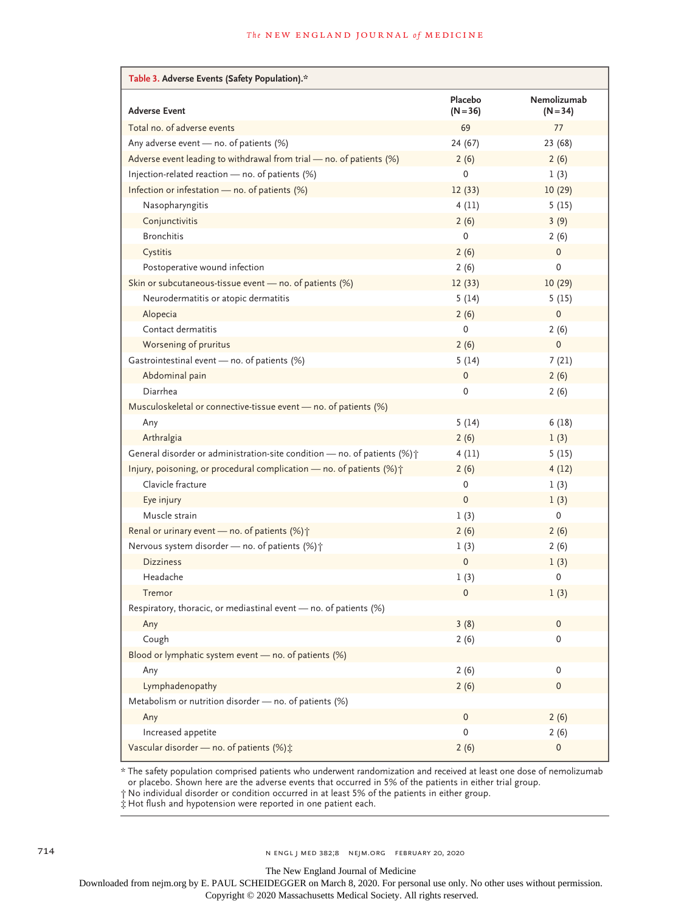**Table 3. Adverse Events (Safety Population).***

| Adverse Event | Placebo (N=36) | Nemolizumab (N=34) |
|---|---|---|
| Total no. of adverse events | 69 | 77 |
| Any adverse event — no. of patients (%) | 24 (67) | 23 (68) |
| Adverse event leading to withdrawal from trial — no. of patients (%) | 2 (6) | 2 (6) |
| Injection-related reaction — no. of patients (%) | 0 | 1 (3) |
| Infection or infestation — no. of patients (%) | 12 (33) | 10 (29) |
| Nasopharyngitis | 4 (11) | 5 (15) |
| Conjunctivitis | 2 (6) | 3 (9) |
| Bronchitis | 0 | 2 (6) |
| Cystitis | 2 (6) | 0 |
| Postoperative wound infection | 2 (6) | 0 |
| Skin or subcutaneous-tissue event — no. of patients (%) | 12 (33) | 10 (29) |
| Neurodermatitis or atopic dermatitis | 5 (14) | 5 (15) |
| Alopecia | 2 (6) | 0 |
| Contact dermatitis | 0 | 2 (6) |
| Worsening of pruritus | 2 (6) | 0 |
| Gastrointestinal event — no. of patients (%) | 5 (14) | 7 (21) |
| Abdominal pain | 0 | 2 (6) |
| Diarrhea | 0 | 2 (6) |
| Musculoskeletal or connective-tissue event — no. of patients (%) | | |
| Any | 5 (14) | 6 (18) |
| Arthralgia | 2 (6) | 1 (3) |
| General disorder or administration-site condition — no. of patients (%)† | 4 (11) | 5 (15) |
| Injury, poisoning, or procedural complication — no. of patients (%)† | 2 (6) | 4 (12) |
| Clavicle fracture | 0 | 1 (3) |
| Eye injury | 0 | 1 (3) |
| Muscle strain | 1 (3) | 0 |
| Renal or urinary event — no. of patients (%)† | 2 (6) | 2 (6) |
| Nervous system disorder — no. of patients (%)† | 1 (3) | 2 (6) |
| Dizziness | 0 | 1 (3) |
| Headache | 1 (3) | 0 |
| Tremor | 0 | 1 (3) |
| Respiratory, thoracic, or mediastinal event — no. of patients (%) | | |
| Any | 3 (8) | 0 |
| Cough | 2 (6) | 0 |
| Blood or lymphatic system event — no. of patients (%) | | |
| Any | 2 (6) | 0 |
| Lymphadenopathy | 2 (6) | 0 |
| Metabolism or nutrition disorder — no. of patients (%) | | |
| Any | 0 | 2 (6) |
| Increased appetite | 0 | 2 (6) |
| Vascular disorder — no. of patients (%)‡ | 2 (6) | 0 |

\* The safety population comprised patients who underwent randomization and received at least one dose of nemolizumab or placebo. Shown here are the adverse events that occurred in 5% of the patients in either trial group.

† No individual disorder or condition occurred in at least 5% of the patients in either group.

‡ Hot flush and hypotension were reported in one patient each.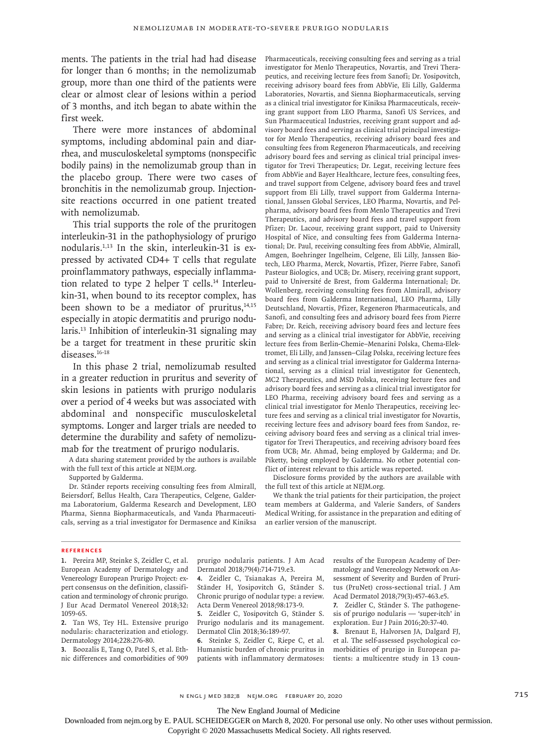ments. The patients in the trial had had disease for longer than 6 months; in the nemolizumab group, more than one third of the patients were clear or almost clear of lesions within a period of 3 months, and itch began to abate within the first week.

There were more instances of abdominal symptoms, including abdominal pain and diarrhea, and musculoskeletal symptoms (nonspecific bodily pains) in the nemolizumab group than in the placebo group. There were two cases of bronchitis in the nemolizumab group. Injection-site reactions occurred in one patient treated with nemolizumab.

This trial supports the role of the pruritogen interleukin-31 in the pathophysiology of prurigo nodularis.[1,13] In the skin, interleukin-31 is expressed by activated CD4+ T cells that regulate proinflammatory pathways, especially inflammation related to type 2 helper T cells.[14] Interleukin-31, when bound to its receptor complex, has been shown to be a mediator of pruritus,[14,15] especially in atopic dermatitis and prurigo nodularis.[13] Inhibition of interleukin-31 signaling may be a target for treatment in these pruritic skin diseases.[16-18]

In this phase 2 trial, nemolizumab resulted in a greater reduction in pruritus and severity of skin lesions in patients with prurigo nodularis over a period of 4 weeks but was associated with abdominal and nonspecific musculoskeletal symptoms. Longer and larger trials are needed to determine the durability and safety of nemolizumab for the treatment of prurigo nodularis.

A data sharing statement provided by the authors is available with the full text of this article at NEJM.org.

Supported by Galderma.

Dr. Ständer reports receiving consulting fees from Almirall, Beiersdorf, Bellus Health, Cara Therapeutics, Celgene, Galderma Laboratorium, Galderma Research and Development, LEO Pharma, Sienna Biopharmaceuticals, and Vanda Pharmaceuticals, serving as a trial investigator for Dermasence and Kiniksa Pharmaceuticals, receiving consulting fees and serving as a trial investigator for Menlo Therapeutics, Novartis, and Trevi Therapeutics, and receiving lecture fees from Sanofi; Dr. Yosipovitch, receiving advisory board fees from AbbVie, Eli Lilly, Galderma Laboratories, Novartis, and Sienna Biopharmaceuticals, serving as a clinical trial investigator for Kiniksa Pharmaceuticals, receiving grant support from LEO Pharma, Sanofi US Services, and Sun Pharmaceutical Industries, receiving grant support and advisory board fees and serving as clinical trial principal investigator for Menlo Therapeutics, receiving advisory board fees and consulting fees from Regeneron Pharmaceuticals, and receiving advisory board fees and serving as clinical trial principal investigator for Trevi Therapeutics; Dr. Legat, receiving lecture fees from AbbVie and Bayer Healthcare, lecture fees, consulting fees, and travel support from Celgene, advisory board fees and travel support from Eli Lilly, travel support from Galderma International, Janssen Global Services, LEO Pharma, Novartis, and Pelpharma, advisory board fees from Menlo Therapeutics and Trevi Therapeutics, and advisory board fees and travel support from Pfizer; Dr. Lacour, receiving grant support, paid to University Hospital of Nice, and consulting fees from Galderma International; Dr. Paul, receiving consulting fees from AbbVie, Almirall, Amgen, Boehringer Ingelheim, Celgene, Eli Lilly, Janssen Biotech, LEO Pharma, Merck, Novartis, Pfizer, Pierre Fabre, Sanofi Pasteur Biologics, and UCB; Dr. Misery, receiving grant support, paid to Université de Brest, from Galderma International; Dr. Wollenberg, receiving consulting fees from Almirall, advisory board fees from Galderma International, LEO Pharma, Lilly Deutschland, Novartis, Pfizer, Regeneron Pharmaceuticals, and Sanofi, and consulting fees and advisory board fees from Pierre Fabre; Dr. Reich, receiving advisory board fees and lecture fees and serving as a clinical trial investigator for AbbVie, receiving lecture fees from Berlin-Chemie–Menarini Polska, Chema-Elektromet, Eli Lilly, and Janssen–Cilag Polska, receiving lecture fees and serving as a clinical trial investigator for Galderma International, serving as a clinical trial investigator for Genentech, MC2 Therapeutics, and MSD Polska, receiving lecture fees and advisory board fees and serving as a clinical trial investigator for LEO Pharma, receiving advisory board fees and serving as a clinical trial investigator for Menlo Therapeutics, receiving lecture fees and serving as a clinical trial investigator for Novartis, receiving lecture fees and advisory board fees from Sandoz, receiving advisory board fees and serving as a clinical trial investigator for Trevi Therapeutics, and receiving advisory board fees from UCB; Mr. Ahmad, being employed by Galderma; and Dr. Piketty, being employed by Galderma. No other potential conflict of interest relevant to this article was reported.

Disclosure forms provided by the authors are available with the full text of this article at NEJM.org.

We thank the trial patients for their participation, the project team members at Galderma, and Valerie Sanders, of Sanders Medical Writing, for assistance in the preparation and editing of an earlier version of the manuscript.

## References

1. Pereira MP, Steinke S, Zeidler C, et al. European Academy of Dermatology and Venereology European Prurigo Project: expert consensus on the definition, classification and terminology of chronic prurigo. J Eur Acad Dermatol Venereol 2018;32:1059-65.
2. Tan WS, Tey HL. Extensive prurigo nodularis: characterization and etiology. Dermatology 2014;228:276-80.
3. Boozalis E, Tang O, Patel S, et al. Ethnic differences and comorbidities of 909 prurigo nodularis patients. J Am Acad Dermatol 2018;79(4):714-719.e3.
4. Zeidler C, Tsianakas A, Pereira M, Ständer H, Yosipovitch G, Ständer S. Chronic prurigo of nodular type: a review. Acta Derm Venereol 2018;98:173-9.
5. Zeidler C, Yosipovitch G, Ständer S. Prurigo nodularis and its management. Dermatol Clin 2018;36:189-97.
6. Steinke S, Zeidler C, Riepe C, et al. Humanistic burden of chronic pruritus in patients with inflammatory dermatoses: results of the European Academy of Dermatology and Venereology Network on Assessment of Severity and Burden of Pruritus (PruNet) cross-sectional trial. J Am Acad Dermatol 2018;79(3):457-463.e5.
7. Zeidler C, Ständer S. The pathogenesis of prurigo nodularis — 'super-itch' in exploration. Eur J Pain 2016;20:37-40.
8. Brenaut E, Halvorsen JA, Dalgard FJ, et al. The self-assessed psychological comorbidities of prurigo in European patients: a multicentre study in 13 coun-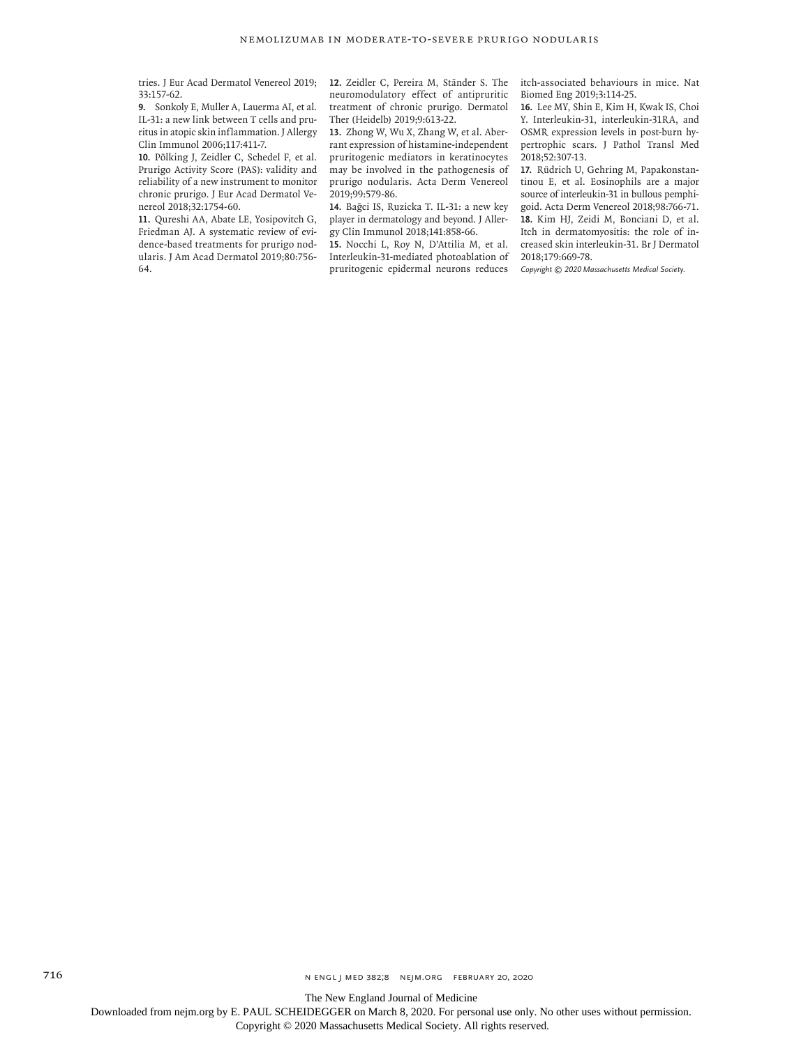tries. J Eur Acad Dermatol Venereol 2019;33:157-62.

**9.** Sonkoly E, Muller A, Lauerma AI, et al. IL-31: a new link between T cells and pruritus in atopic skin inflammation. J Allergy Clin Immunol 2006;117:411-7.

**10.** Pölking J, Zeidler C, Schedel F, et al. Prurigo Activity Score (PAS): validity and reliability of a new instrument to monitor chronic prurigo. J Eur Acad Dermatol Venereol 2018;32:1754-60.

**11.** Qureshi AA, Abate LE, Yosipovitch G, Friedman AJ. A systematic review of evidence-based treatments for prurigo nodularis. J Am Acad Dermatol 2019;80:756-64.

**12.** Zeidler C, Pereira M, Ständer S. The neuromodulatory effect of antipruritic treatment of chronic prurigo. Dermatol Ther (Heidelb) 2019;9:613-22.

**13.** Zhong W, Wu X, Zhang W, et al. Aberrant expression of histamine-independent pruritogenic mediators in keratinocytes may be involved in the pathogenesis of prurigo nodularis. Acta Derm Venereol 2019;99:579-86.

**14.** Bağci IS, Ruzicka T. IL-31: a new key player in dermatology and beyond. J Allergy Clin Immunol 2018;141:858-66.

**15.** Nocchi L, Roy N, D'Attilia M, et al. Interleukin-31-mediated photoablation of pruritogenic epidermal neurons reduces itch-associated behaviours in mice. Nat Biomed Eng 2019;3:114-25.

**16.** Lee MY, Shin E, Kim H, Kwak IS, Choi Y. Interleukin-31, interleukin-31RA, and OSMR expression levels in post-burn hypertrophic scars. J Pathol Transl Med 2018;52:307-13.

**17.** Rüdrich U, Gehring M, Papakonstantinou E, et al. Eosinophils are a major source of interleukin-31 in bullous pemphigoid. Acta Derm Venereol 2018;98:766-71.

**18.** Kim HJ, Zeidi M, Bonciani D, et al. Itch in dermatomyositis: the role of increased skin interleukin-31. Br J Dermatol 2018;179:669-78.

*Copyright © 2020 Massachusetts Medical Society.*